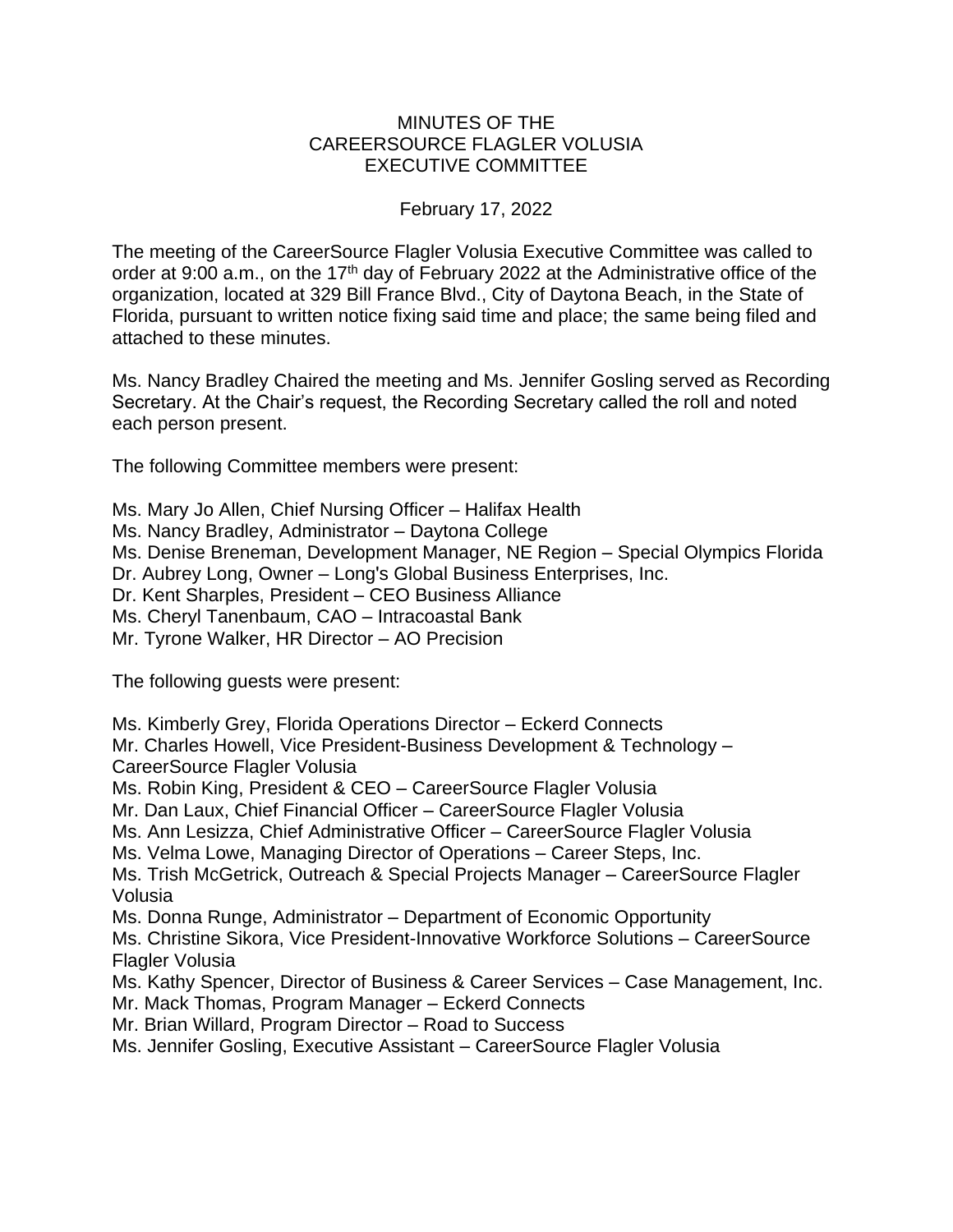# MINUTES OF THE CAREERSOURCE FLAGLER VOLUSIA EXECUTIVE COMMITTEE

February 17, 2022

The meeting of the CareerSource Flagler Volusia Executive Committee was called to order at 9:00 a.m., on the 17th day of February 2022 at the Administrative office of the organization, located at 329 Bill France Blvd., City of Daytona Beach, in the State of Florida, pursuant to written notice fixing said time and place; the same being filed and attached to these minutes.

Ms. Nancy Bradley Chaired the meeting and Ms. Jennifer Gosling served as Recording Secretary. At the Chair's request, the Recording Secretary called the roll and noted each person present.

The following Committee members were present:

Ms. Mary Jo Allen, Chief Nursing Officer – Halifax Health
Ms. Nancy Bradley, Administrator – Daytona College
Ms. Denise Breneman, Development Manager, NE Region – Special Olympics Florida
Dr. Aubrey Long, Owner – Long's Global Business Enterprises, Inc.
Dr. Kent Sharples, President – CEO Business Alliance
Ms. Cheryl Tanenbaum, CAO – Intracoastal Bank
Mr. Tyrone Walker, HR Director – AO Precision

The following guests were present:

Ms. Kimberly Grey, Florida Operations Director – Eckerd Connects
Mr. Charles Howell, Vice President-Business Development & Technology – CareerSource Flagler Volusia
Ms. Robin King, President & CEO – CareerSource Flagler Volusia
Mr. Dan Laux, Chief Financial Officer – CareerSource Flagler Volusia
Ms. Ann Lesizza, Chief Administrative Officer – CareerSource Flagler Volusia
Ms. Velma Lowe, Managing Director of Operations – Career Steps, Inc.
Ms. Trish McGetrick, Outreach & Special Projects Manager – CareerSource Flagler Volusia
Ms. Donna Runge, Administrator – Department of Economic Opportunity
Ms. Christine Sikora, Vice President-Innovative Workforce Solutions – CareerSource Flagler Volusia
Ms. Kathy Spencer, Director of Business & Career Services – Case Management, Inc.
Mr. Mack Thomas, Program Manager – Eckerd Connects
Mr. Brian Willard, Program Director – Road to Success
Ms. Jennifer Gosling, Executive Assistant – CareerSource Flagler Volusia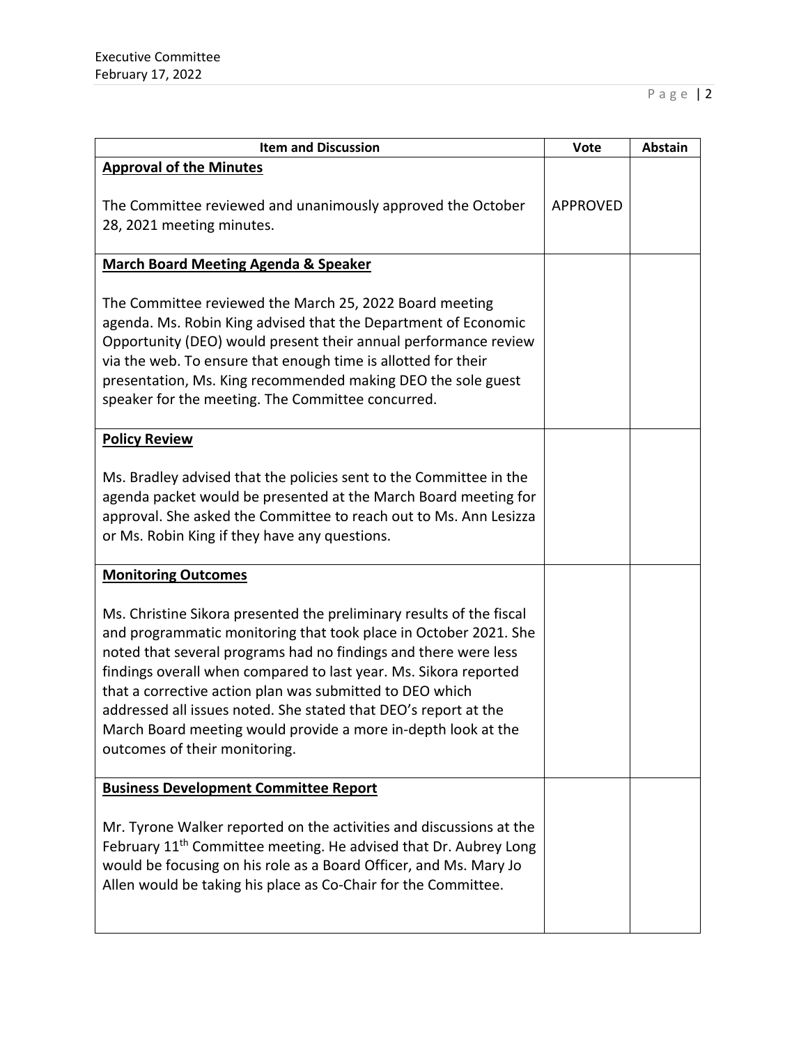| Item and Discussion | Vote | Abstain |
|---|---|---|
| **Approval of the Minutes**<br><br>The Committee reviewed and unanimously approved the October 28, 2021 meeting minutes. | APPROVED | |
| **March Board Meeting Agenda & Speaker**<br><br>The Committee reviewed the March 25, 2022 Board meeting agenda. Ms. Robin King advised that the Department of Economic Opportunity (DEO) would present their annual performance review via the web. To ensure that enough time is allotted for their presentation, Ms. King recommended making DEO the sole guest speaker for the meeting. The Committee concurred. | | |
| **Policy Review**<br><br>Ms. Bradley advised that the policies sent to the Committee in the agenda packet would be presented at the March Board meeting for approval. She asked the Committee to reach out to Ms. Ann Lesizza or Ms. Robin King if they have any questions. | | |
| **Monitoring Outcomes**<br><br>Ms. Christine Sikora presented the preliminary results of the fiscal and programmatic monitoring that took place in October 2021. She noted that several programs had no findings and there were less findings overall when compared to last year. Ms. Sikora reported that a corrective action plan was submitted to DEO which addressed all issues noted. She stated that DEO's report at the March Board meeting would provide a more in-depth look at the outcomes of their monitoring. | | |
| **Business Development Committee Report**<br><br>Mr. Tyrone Walker reported on the activities and discussions at the February 11th Committee meeting. He advised that Dr. Aubrey Long would be focusing on his role as a Board Officer, and Ms. Mary Jo Allen would be taking his place as Co-Chair for the Committee. | | |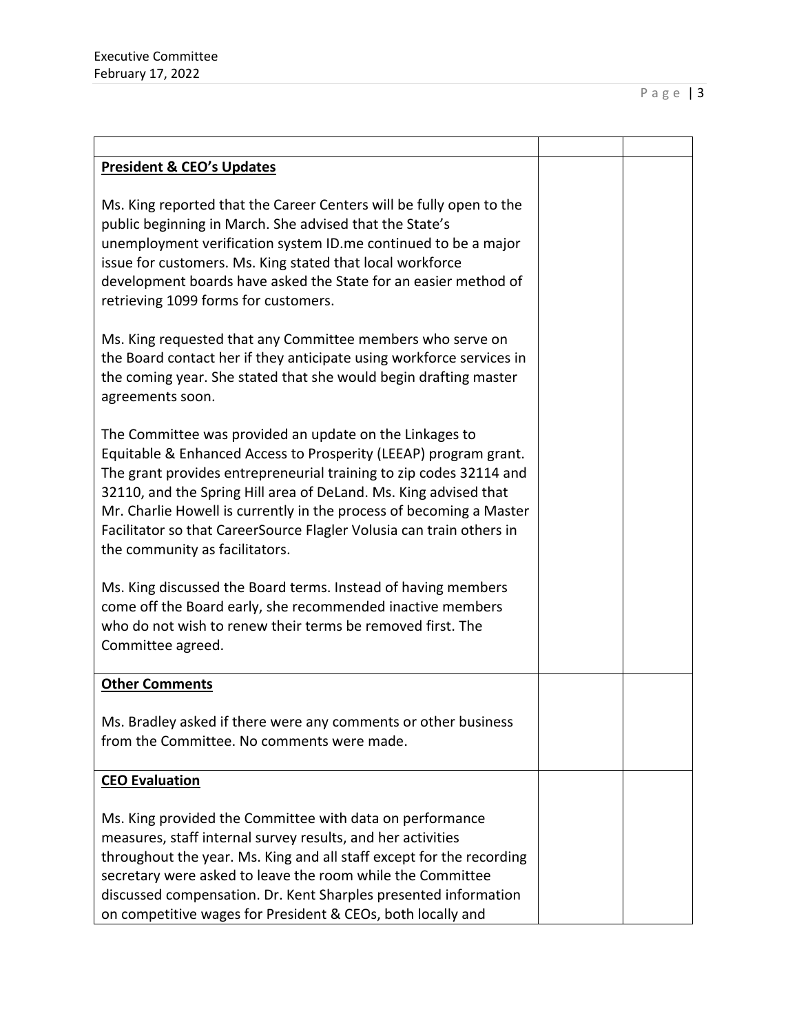| | | |
|---|---|---|
| **President & CEO's Updates**<br><br>Ms. King reported that the Career Centers will be fully open to the public beginning in March. She advised that the State's unemployment verification system ID.me continued to be a major issue for customers. Ms. King stated that local workforce development boards have asked the State for an easier method of retrieving 1099 forms for customers.<br><br>Ms. King requested that any Committee members who serve on the Board contact her if they anticipate using workforce services in the coming year. She stated that she would begin drafting master agreements soon.<br><br>The Committee was provided an update on the Linkages to Equitable & Enhanced Access to Prosperity (LEEAP) program grant. The grant provides entrepreneurial training to zip codes 32114 and 32110, and the Spring Hill area of DeLand. Ms. King advised that Mr. Charlie Howell is currently in the process of becoming a Master Facilitator so that CareerSource Flagler Volusia can train others in the community as facilitators.<br><br>Ms. King discussed the Board terms. Instead of having members come off the Board early, she recommended inactive members who do not wish to renew their terms be removed first. The Committee agreed. | | |
| **Other Comments**<br><br>Ms. Bradley asked if there were any comments or other business from the Committee. No comments were made. | | |
| **CEO Evaluation**<br><br>Ms. King provided the Committee with data on performance measures, staff internal survey results, and her activities throughout the year. Ms. King and all staff except for the recording secretary were asked to leave the room while the Committee discussed compensation. Dr. Kent Sharples presented information on competitive wages for President & CEOs, both locally and | | |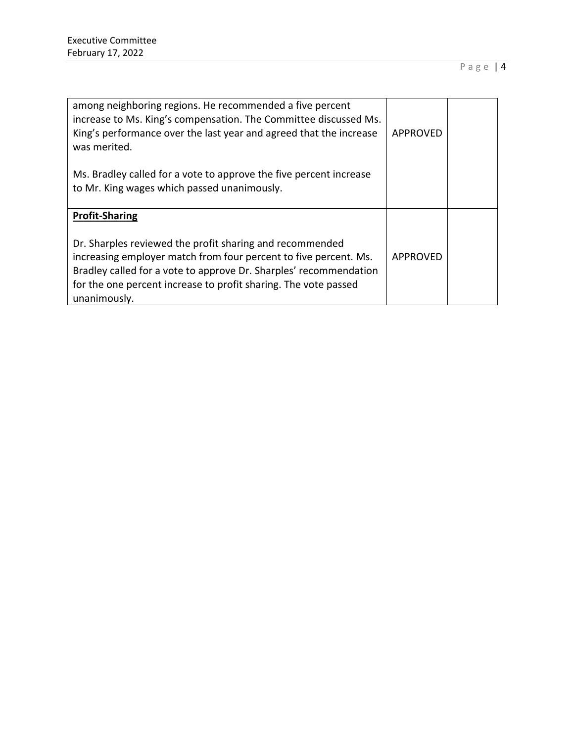| | | |
|---|---|---|
| among neighboring regions. He recommended a five percent increase to Ms. King's compensation. The Committee discussed Ms. King's performance over the last year and agreed that the increase was merited.<br><br>Ms. Bradley called for a vote to approve the five percent increase to Mr. King wages which passed unanimously. | APPROVED | |
| **<u>Profit-Sharing</u>**<br><br>Dr. Sharples reviewed the profit sharing and recommended increasing employer match from four percent to five percent. Ms. Bradley called for a vote to approve Dr. Sharples' recommendation for the one percent increase to profit sharing. The vote passed unanimously. | APPROVED | |